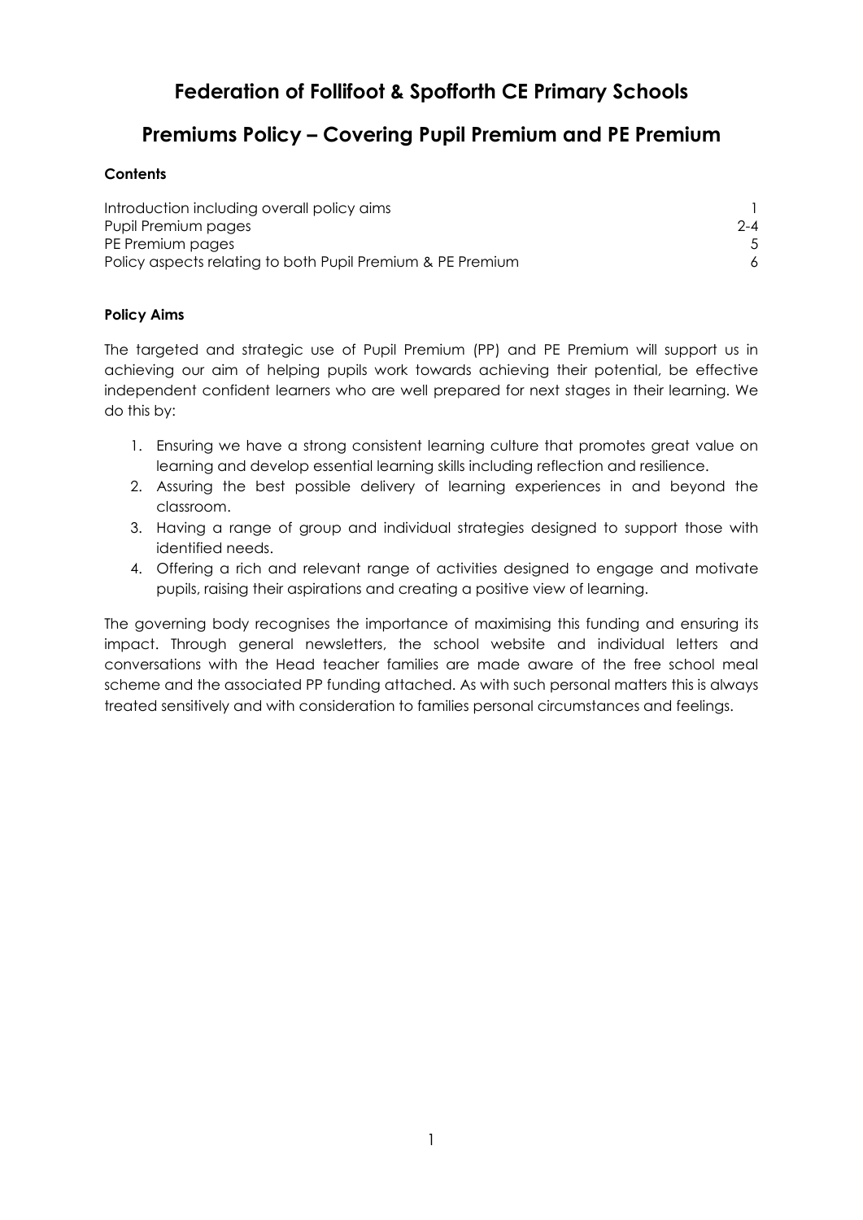# Federation of Follifoot & Spofforth CE Primary Schools

## Premiums Policy – Covering Pupil Premium and PE Premium

**Contents**

| | |
|---|---|
| Introduction including overall policy aims | 1 |
| Pupil Premium pages | 2-4 |
| PE Premium pages | 5 |
| Policy aspects relating to both Pupil Premium & PE Premium | 6 |

**Policy Aims**

The targeted and strategic use of Pupil Premium (PP) and PE Premium will support us in achieving our aim of helping pupils work towards achieving their potential, be effective independent confident learners who are well prepared for next stages in their learning. We do this by:

1. Ensuring we have a strong consistent learning culture that promotes great value on learning and develop essential learning skills including reflection and resilience.
2. Assuring the best possible delivery of learning experiences in and beyond the classroom.
3. Having a range of group and individual strategies designed to support those with identified needs.
4. Offering a rich and relevant range of activities designed to engage and motivate pupils, raising their aspirations and creating a positive view of learning.

The governing body recognises the importance of maximising this funding and ensuring its impact. Through general newsletters, the school website and individual letters and conversations with the Head teacher families are made aware of the free school meal scheme and the associated PP funding attached. As with such personal matters this is always treated sensitively and with consideration to families personal circumstances and feelings.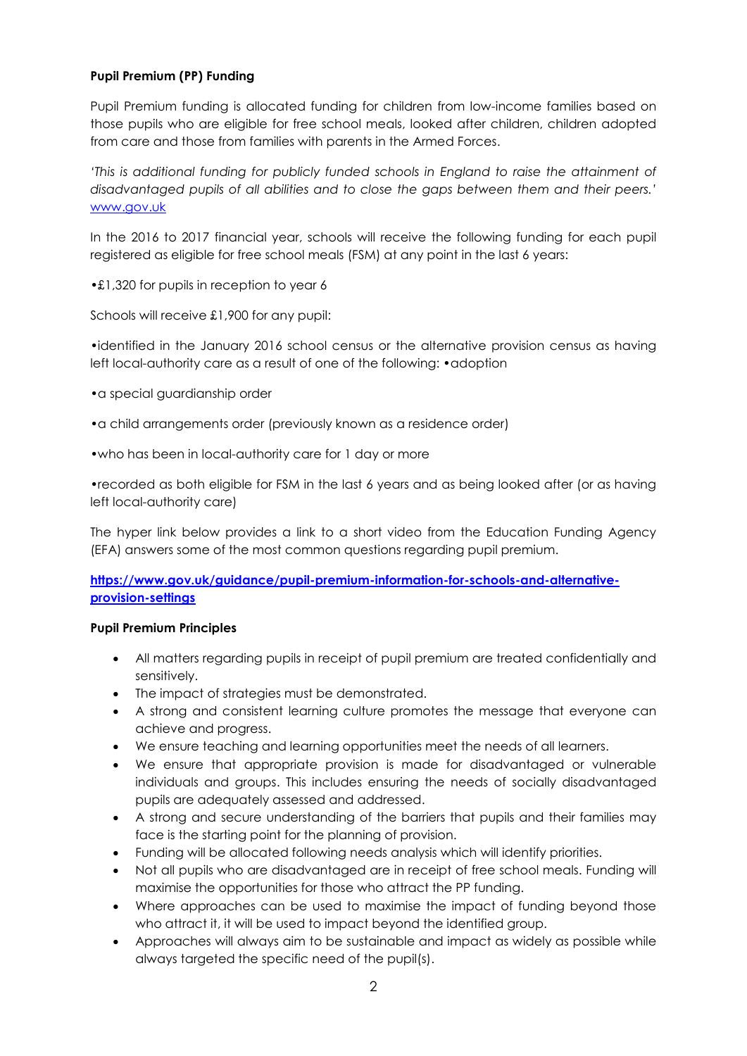**Pupil Premium (PP) Funding**

Pupil Premium funding is allocated funding for children from low-income families based on those pupils who are eligible for free school meals, looked after children, children adopted from care and those from families with parents in the Armed Forces.

*'This is additional funding for publicly funded schools in England to raise the attainment of disadvantaged pupils of all abilities and to close the gaps between them and their peers.'* [www.gov.uk](www.gov.uk)

In the 2016 to 2017 financial year, schools will receive the following funding for each pupil registered as eligible for free school meals (FSM) at any point in the last 6 years:

•£1,320 for pupils in reception to year 6

Schools will receive £1,900 for any pupil:

•identified in the January 2016 school census or the alternative provision census as having left local-authority care as a result of one of the following: •adoption

•a special guardianship order

•a child arrangements order (previously known as a residence order)

•who has been in local-authority care for 1 day or more

•recorded as both eligible for FSM in the last 6 years and as being looked after (or as having left local-authority care)

The hyper link below provides a link to a short video from the Education Funding Agency (EFA) answers some of the most common questions regarding pupil premium.

**[https://www.gov.uk/guidance/pupil-premium-information-for-schools-and-alternative-provision-settings](https://www.gov.uk/guidance/pupil-premium-information-for-schools-and-alternative-provision-settings)**

**Pupil Premium Principles**

- All matters regarding pupils in receipt of pupil premium are treated confidentially and sensitively.
- The impact of strategies must be demonstrated.
- A strong and consistent learning culture promotes the message that everyone can achieve and progress.
- We ensure teaching and learning opportunities meet the needs of all learners.
- We ensure that appropriate provision is made for disadvantaged or vulnerable individuals and groups. This includes ensuring the needs of socially disadvantaged pupils are adequately assessed and addressed.
- A strong and secure understanding of the barriers that pupils and their families may face is the starting point for the planning of provision.
- Funding will be allocated following needs analysis which will identify priorities.
- Not all pupils who are disadvantaged are in receipt of free school meals. Funding will maximise the opportunities for those who attract the PP funding.
- Where approaches can be used to maximise the impact of funding beyond those who attract it, it will be used to impact beyond the identified group.
- Approaches will always aim to be sustainable and impact as widely as possible while always targeted the specific need of the pupil(s).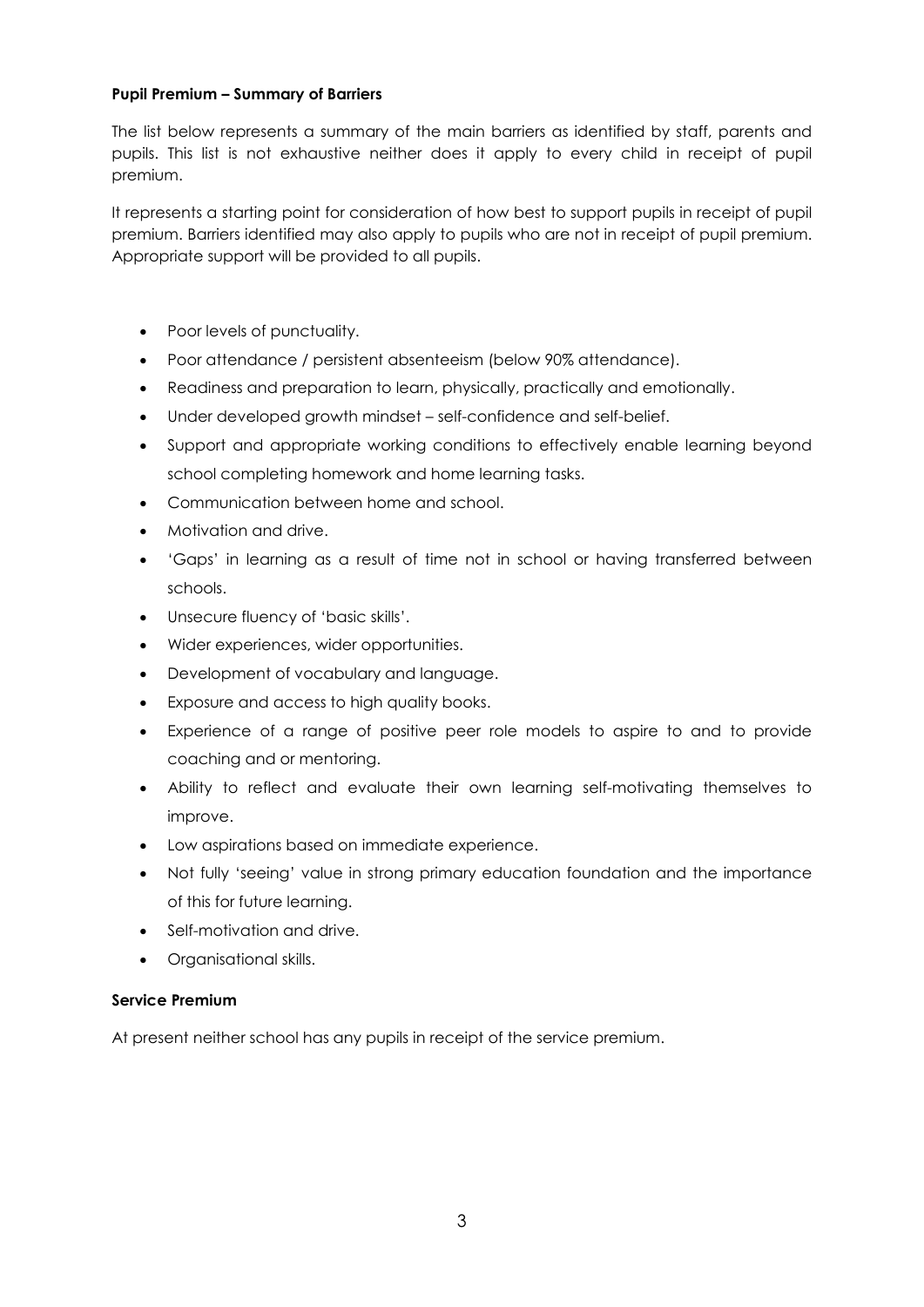**Pupil Premium – Summary of Barriers**

The list below represents a summary of the main barriers as identified by staff, parents and pupils. This list is not exhaustive neither does it apply to every child in receipt of pupil premium.

It represents a starting point for consideration of how best to support pupils in receipt of pupil premium. Barriers identified may also apply to pupils who are not in receipt of pupil premium. Appropriate support will be provided to all pupils.

- Poor levels of punctuality.
- Poor attendance / persistent absenteeism (below 90% attendance).
- Readiness and preparation to learn, physically, practically and emotionally.
- Under developed growth mindset – self-confidence and self-belief.
- Support and appropriate working conditions to effectively enable learning beyond school completing homework and home learning tasks.
- Communication between home and school.
- Motivation and drive.
- 'Gaps' in learning as a result of time not in school or having transferred between schools.
- Unsecure fluency of 'basic skills'.
- Wider experiences, wider opportunities.
- Development of vocabulary and language.
- Exposure and access to high quality books.
- Experience of a range of positive peer role models to aspire to and to provide coaching and or mentoring.
- Ability to reflect and evaluate their own learning self-motivating themselves to improve.
- Low aspirations based on immediate experience.
- Not fully 'seeing' value in strong primary education foundation and the importance of this for future learning.
- Self-motivation and drive.
- Organisational skills.

**Service Premium**

At present neither school has any pupils in receipt of the service premium.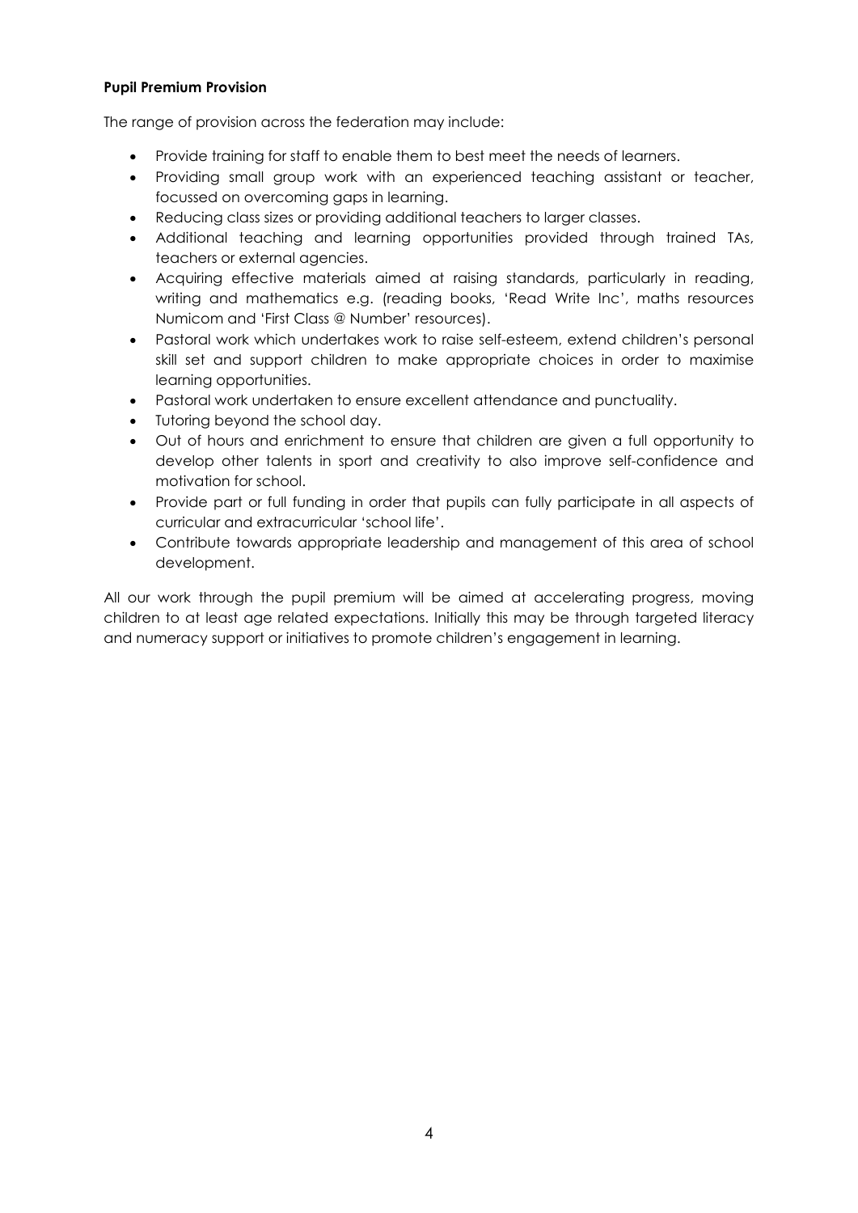**Pupil Premium Provision**

The range of provision across the federation may include:

- Provide training for staff to enable them to best meet the needs of learners.
- Providing small group work with an experienced teaching assistant or teacher, focussed on overcoming gaps in learning.
- Reducing class sizes or providing additional teachers to larger classes.
- Additional teaching and learning opportunities provided through trained TAs, teachers or external agencies.
- Acquiring effective materials aimed at raising standards, particularly in reading, writing and mathematics e.g. (reading books, 'Read Write Inc', maths resources Numicom and 'First Class @ Number' resources).
- Pastoral work which undertakes work to raise self-esteem, extend children's personal skill set and support children to make appropriate choices in order to maximise learning opportunities.
- Pastoral work undertaken to ensure excellent attendance and punctuality.
- Tutoring beyond the school day.
- Out of hours and enrichment to ensure that children are given a full opportunity to develop other talents in sport and creativity to also improve self-confidence and motivation for school.
- Provide part or full funding in order that pupils can fully participate in all aspects of curricular and extracurricular 'school life'.
- Contribute towards appropriate leadership and management of this area of school development.

All our work through the pupil premium will be aimed at accelerating progress, moving children to at least age related expectations. Initially this may be through targeted literacy and numeracy support or initiatives to promote children's engagement in learning.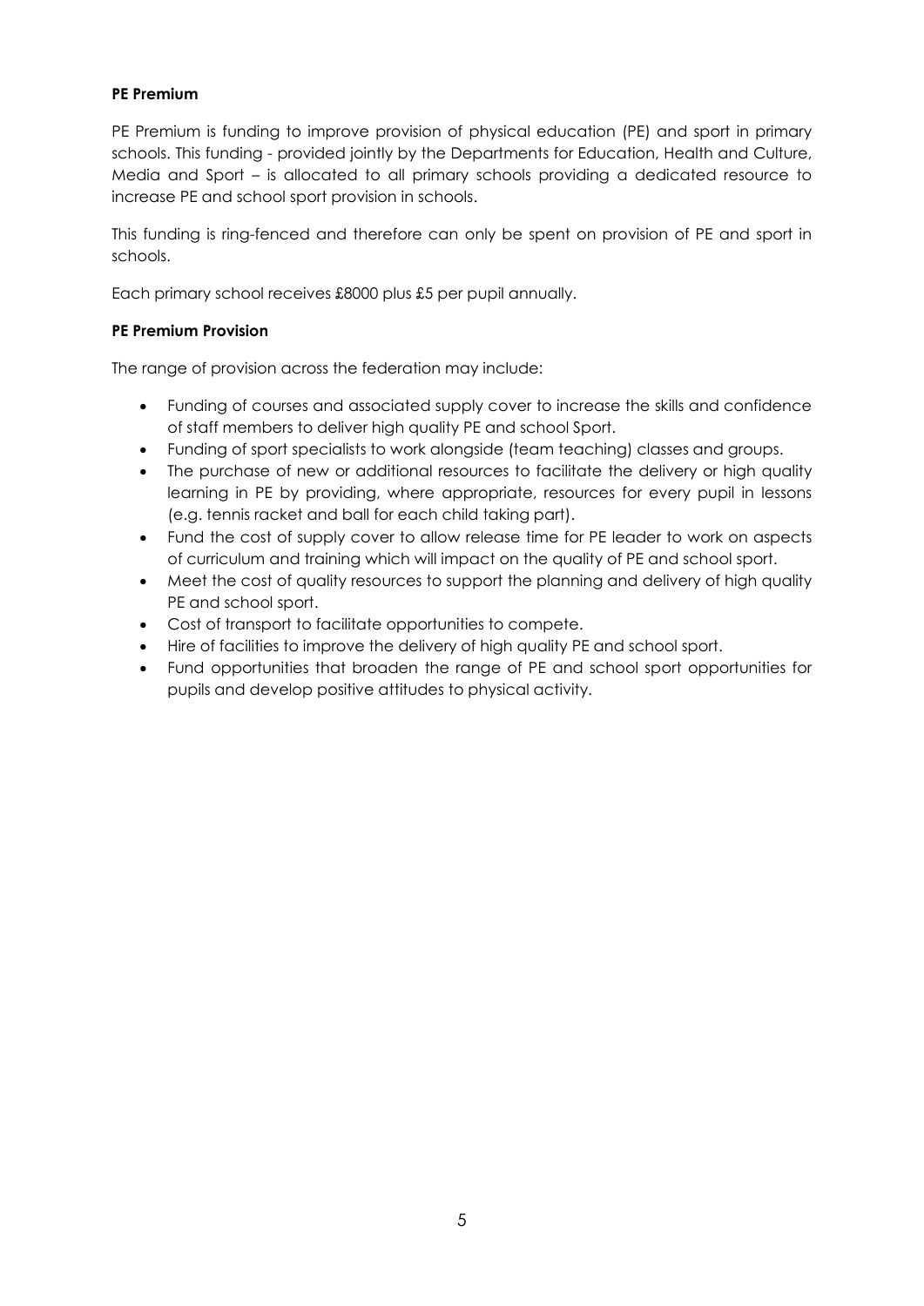**PE Premium**

PE Premium is funding to improve provision of physical education (PE) and sport in primary schools. This funding - provided jointly by the Departments for Education, Health and Culture, Media and Sport – is allocated to all primary schools providing a dedicated resource to increase PE and school sport provision in schools.

This funding is ring-fenced and therefore can only be spent on provision of PE and sport in schools.

Each primary school receives £8000 plus £5 per pupil annually.

**PE Premium Provision**

The range of provision across the federation may include:

- Funding of courses and associated supply cover to increase the skills and confidence of staff members to deliver high quality PE and school Sport.
- Funding of sport specialists to work alongside (team teaching) classes and groups.
- The purchase of new or additional resources to facilitate the delivery or high quality learning in PE by providing, where appropriate, resources for every pupil in lessons (e.g. tennis racket and ball for each child taking part).
- Fund the cost of supply cover to allow release time for PE leader to work on aspects of curriculum and training which will impact on the quality of PE and school sport.
- Meet the cost of quality resources to support the planning and delivery of high quality PE and school sport.
- Cost of transport to facilitate opportunities to compete.
- Hire of facilities to improve the delivery of high quality PE and school sport.
- Fund opportunities that broaden the range of PE and school sport opportunities for pupils and develop positive attitudes to physical activity.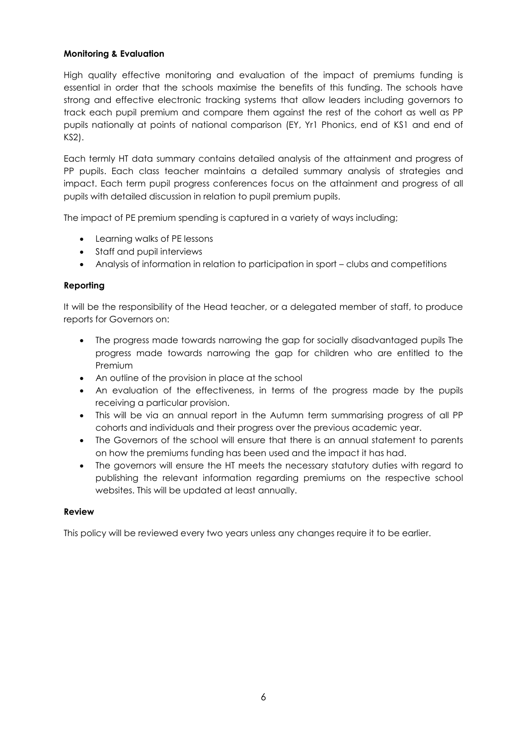**Monitoring & Evaluation**

High quality effective monitoring and evaluation of the impact of premiums funding is essential in order that the schools maximise the benefits of this funding. The schools have strong and effective electronic tracking systems that allow leaders including governors to track each pupil premium and compare them against the rest of the cohort as well as PP pupils nationally at points of national comparison (EY, Yr1 Phonics, end of KS1 and end of KS2).

Each termly HT data summary contains detailed analysis of the attainment and progress of PP pupils. Each class teacher maintains a detailed summary analysis of strategies and impact. Each term pupil progress conferences focus on the attainment and progress of all pupils with detailed discussion in relation to pupil premium pupils.

The impact of PE premium spending is captured in a variety of ways including;

- Learning walks of PE lessons
- Staff and pupil interviews
- Analysis of information in relation to participation in sport – clubs and competitions

**Reporting**

It will be the responsibility of the Head teacher, or a delegated member of staff, to produce reports for Governors on:

- The progress made towards narrowing the gap for socially disadvantaged pupils The progress made towards narrowing the gap for children who are entitled to the Premium
- An outline of the provision in place at the school
- An evaluation of the effectiveness, in terms of the progress made by the pupils receiving a particular provision.
- This will be via an annual report in the Autumn term summarising progress of all PP cohorts and individuals and their progress over the previous academic year.
- The Governors of the school will ensure that there is an annual statement to parents on how the premiums funding has been used and the impact it has had.
- The governors will ensure the HT meets the necessary statutory duties with regard to publishing the relevant information regarding premiums on the respective school websites. This will be updated at least annually.

**Review**

This policy will be reviewed every two years unless any changes require it to be earlier.